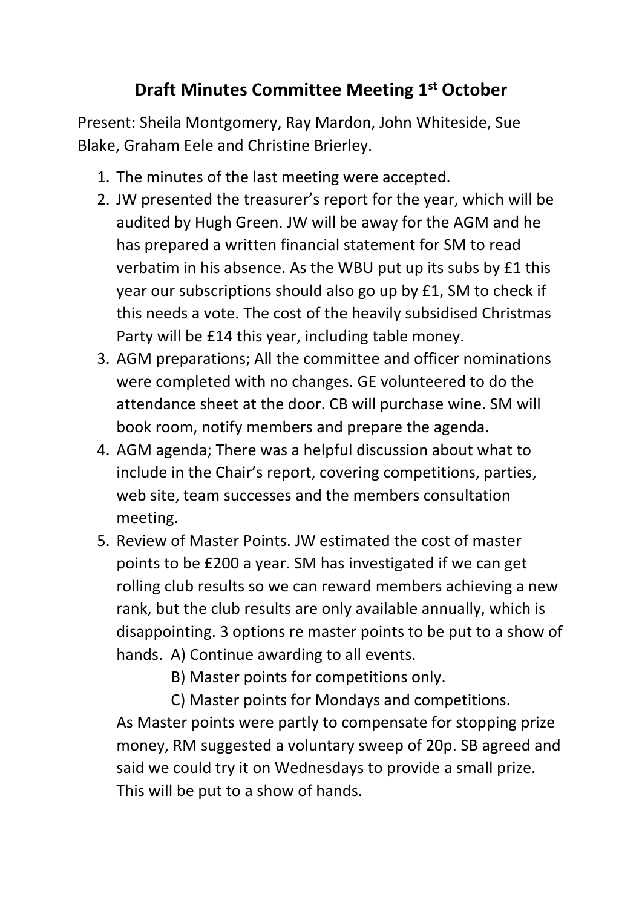# Draft Minutes Committee Meeting 1st October

Present: Sheila Montgomery, Ray Mardon, John Whiteside, Sue Blake, Graham Eele and Christine Brierley.

1. The minutes of the last meeting were accepted.
2. JW presented the treasurer's report for the year, which will be audited by Hugh Green. JW will be away for the AGM and he has prepared a written financial statement for SM to read verbatim in his absence. As the WBU put up its subs by £1 this year our subscriptions should also go up by £1, SM to check if this needs a vote. The cost of the heavily subsidised Christmas Party will be £14 this year, including table money.
3. AGM preparations; All the committee and officer nominations were completed with no changes. GE volunteered to do the attendance sheet at the door. CB will purchase wine. SM will book room, notify members and prepare the agenda.
4. AGM agenda; There was a helpful discussion about what to include in the Chair's report, covering competitions, parties, web site, team successes and the members consultation meeting.
5. Review of Master Points. JW estimated the cost of master points to be £200 a year. SM has investigated if we can get rolling club results so we can reward members achieving a new rank, but the club results are only available annually, which is disappointing. 3 options re master points to be put to a show of hands.
   - A) Continue awarding to all events.
   - B) Master points for competitions only.
   - C) Master points for Mondays and competitions.

   As Master points were partly to compensate for stopping prize money, RM suggested a voluntary sweep of 20p. SB agreed and said we could try it on Wednesdays to provide a small prize. This will be put to a show of hands.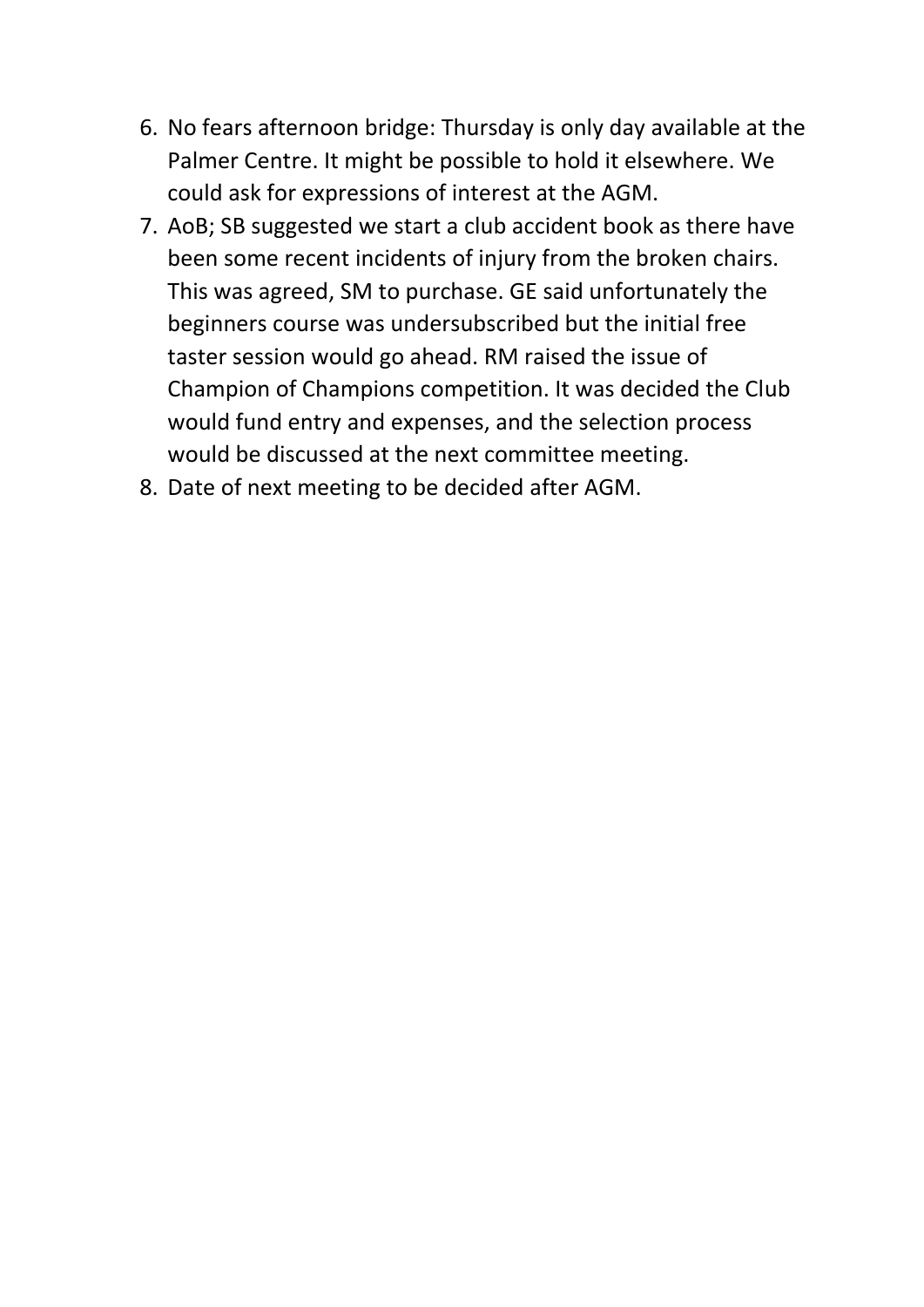6. No fears afternoon bridge: Thursday is only day available at the Palmer Centre. It might be possible to hold it elsewhere. We could ask for expressions of interest at the AGM.
7. AoB; SB suggested we start a club accident book as there have been some recent incidents of injury from the broken chairs. This was agreed, SM to purchase. GE said unfortunately the beginners course was undersubscribed but the initial free taster session would go ahead. RM raised the issue of Champion of Champions competition. It was decided the Club would fund entry and expenses, and the selection process would be discussed at the next committee meeting.
8. Date of next meeting to be decided after AGM.